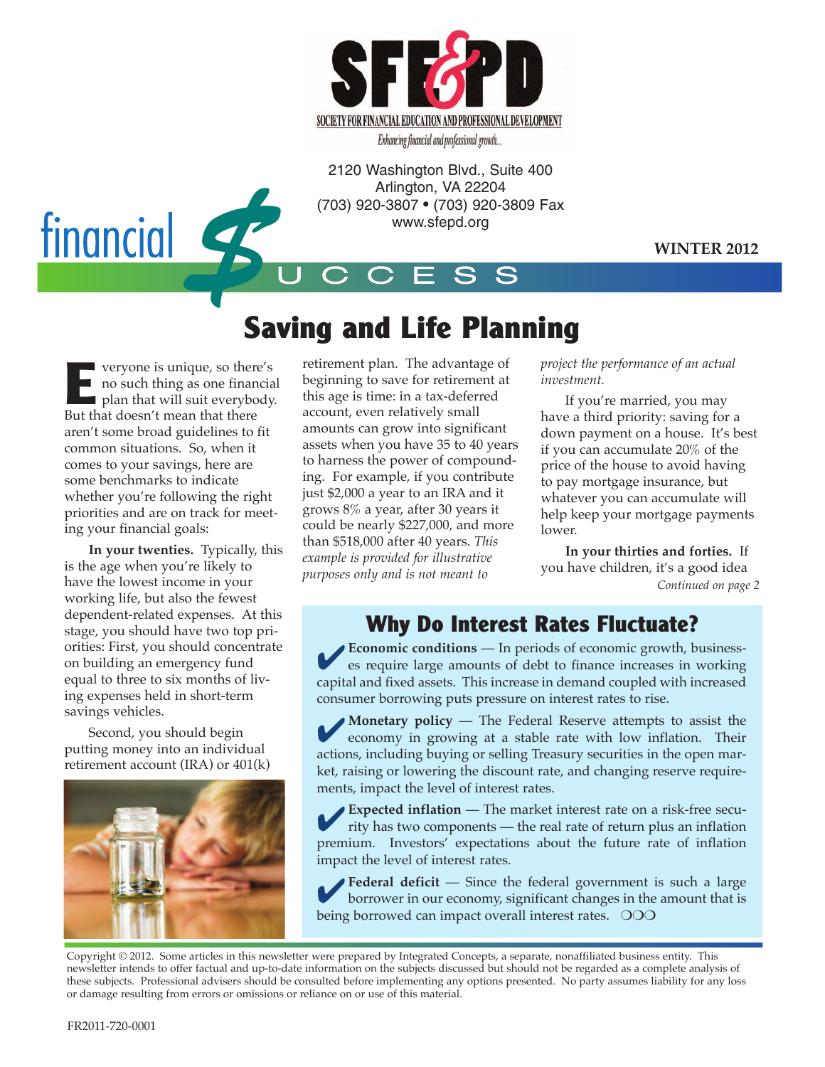# SF&PD

SOCIETY FOR FINANCIAL EDUCATION AND PROFESSIONAL DEVELOPMENT

*Enhancing financial and professional growth...*

2120 Washington Blvd., Suite 400
Arlington, VA 22204
(703) 920-3807 • (703) 920-3809 Fax
www.sfepd.org

# financial $UCCESS

**WINTER 2012**

## Saving and Life Planning

Everyone is unique, so there's no such thing as one financial plan that will suit everybody. But that doesn't mean that there aren't some broad guidelines to fit common situations. So, when it comes to your savings, here are some benchmarks to indicate whether you're following the right priorities and are on track for meeting your financial goals:

**In your twenties.** Typically, this is the age when you're likely to have the lowest income in your working life, but also the fewest dependent-related expenses. At this stage, you should have two top priorities: First, you should concentrate on building an emergency fund equal to three to six months of living expenses held in short-term savings vehicles.

Second, you should begin putting money into an individual retirement account (IRA) or 401(k) retirement plan. The advantage of beginning to save for retirement at this age is time: in a tax-deferred account, even relatively small amounts can grow into significant assets when you have 35 to 40 years to harness the power of compounding. For example, if you contribute just $2,000 a year to an IRA and it grows 8% a year, after 30 years it could be nearly $227,000, and more than $518,000 after 40 years. *This example is provided for illustrative purposes only and is not meant to project the performance of an actual investment.*

If you're married, you may have a third priority: saving for a down payment on a house. It's best if you can accumulate 20% of the price of the house to avoid having to pay mortgage insurance, but whatever you can accumulate will help keep your mortgage payments lower.

**In your thirties and forties.** If you have children, it's a good idea

*Continued on page 2*

## Why Do Interest Rates Fluctuate?

✔ **Economic conditions** — In periods of economic growth, businesses require large amounts of debt to finance increases in working capital and fixed assets. This increase in demand coupled with increased consumer borrowing puts pressure on interest rates to rise.

✔ **Monetary policy** — The Federal Reserve attempts to assist the economy in growing at a stable rate with low inflation. Their actions, including buying or selling Treasury securities in the open market, raising or lowering the discount rate, and changing reserve requirements, impact the level of interest rates.

✔ **Expected inflation** — The market interest rate on a risk-free security has two components — the real rate of return plus an inflation premium. Investors' expectations about the future rate of inflation impact the level of interest rates.

✔ **Federal deficit** — Since the federal government is such a large borrower in our economy, significant changes in the amount that is being borrowed can impact overall interest rates. ❍❍❍

Copyright © 2012. Some articles in this newsletter were prepared by Integrated Concepts, a separate, nonaffiliated business entity. This newsletter intends to offer factual and up-to-date information on the subjects discussed but should not be regarded as a complete analysis of these subjects. Professional advisers should be consulted before implementing any options presented. No party assumes liability for any loss or damage resulting from errors or omissions or reliance on or use of this material.

FR2011-720-0001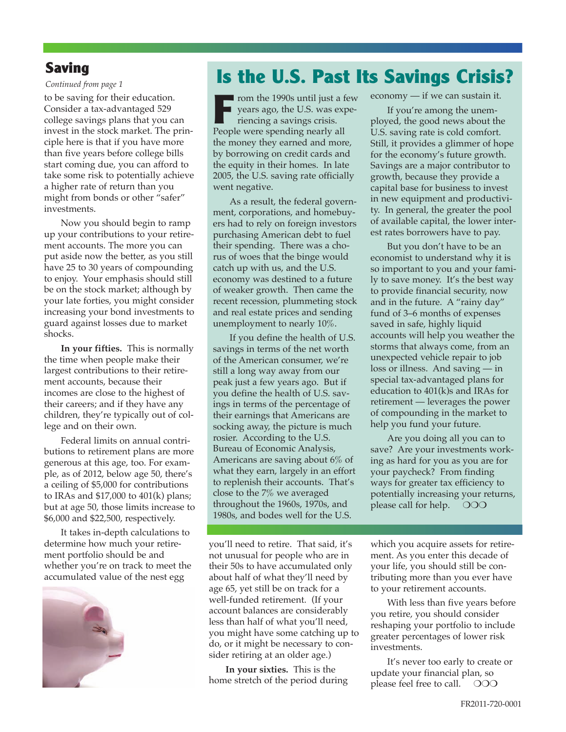## Saving

*Continued from page 1*

to be saving for their education. Consider a tax-advantaged 529 college savings plans that you can invest in the stock market. The principle here is that if you have more than five years before college bills start coming due, you can afford to take some risk to potentially achieve a higher rate of return than you might from bonds or other "safer" investments.

Now you should begin to ramp up your contributions to your retirement accounts. The more you can put aside now the better, as you still have 25 to 30 years of compounding to enjoy. Your emphasis should still be on the stock market; although by your late forties, you might consider increasing your bond investments to guard against losses due to market shocks.

**In your fifties.** This is normally the time when people make their largest contributions to their retirement accounts, because their incomes are close to the highest of their careers; and if they have any children, they're typically out of college and on their own.

Federal limits on annual contributions to retirement plans are more generous at this age, too. For example, as of 2012, below age 50, there's a ceiling of $5,000 for contributions to IRAs and $17,000 to 401(k) plans; but at age 50, those limits increase to $6,000 and $22,500, respectively.

It takes in-depth calculations to determine how much your retirement portfolio should be and whether you're on track to meet the accumulated value of the nest egg you'll need to retire. That said, it's not unusual for people who are in their 50s to have accumulated only about half of what they'll need by age 65, yet still be on track for a well-funded retirement. (If your account balances are considerably less than half of what you'll need, you might have some catching up to do, or it might be necessary to consider retiring at an older age.)

**In your sixties.** This is the home stretch of the period during which you acquire assets for retirement. As you enter this decade of your life, you should still be contributing more than you ever have to your retirement accounts.

With less than five years before you retire, you should consider reshaping your portfolio to include greater percentages of lower risk investments.

It's never too early to create or update your financial plan, so please feel free to call. ❍❍❍

## Is the U.S. Past Its Savings Crisis?

From the 1990s until just a few years ago, the U.S. was experiencing a savings crisis. People were spending nearly all the money they earned and more, by borrowing on credit cards and the equity in their homes. In late 2005, the U.S. saving rate officially went negative.

As a result, the federal government, corporations, and homebuyers had to rely on foreign investors purchasing American debt to fuel their spending. There was a chorus of woes that the binge would catch up with us, and the U.S. economy was destined to a future of weaker growth. Then came the recent recession, plummeting stock and real estate prices and sending unemployment to nearly 10%.

If you define the health of U.S. savings in terms of the net worth of the American consumer, we're still a long way away from our peak just a few years ago. But if you define the health of U.S. savings in terms of the percentage of their earnings that Americans are socking away, the picture is much rosier. According to the U.S. Bureau of Economic Analysis, Americans are saving about 6% of what they earn, largely in an effort to replenish their accounts. That's close to the 7% we averaged throughout the 1960s, 1970s, and 1980s, and bodes well for the U.S. economy — if we can sustain it.

If you're among the unemployed, the good news about the U.S. saving rate is cold comfort. Still, it provides a glimmer of hope for the economy's future growth. Savings are a major contributor to growth, because they provide a capital base for business to invest in new equipment and productivity. In general, the greater the pool of available capital, the lower interest rates borrowers have to pay.

But you don't have to be an economist to understand why it is so important to you and your family to save money. It's the best way to provide financial security, now and in the future. A "rainy day" fund of 3–6 months of expenses saved in safe, highly liquid accounts will help you weather the storms that always come, from an unexpected vehicle repair to job loss or illness. And saving — in special tax-advantaged plans for education to 401(k)s and IRAs for retirement — leverages the power of compounding in the market to help you fund your future.

Are you doing all you can to save? Are your investments working as hard for you as you are for your paycheck? From finding ways for greater tax efficiency to potentially increasing your returns, please call for help. ❍❍❍

FR2011-720-0001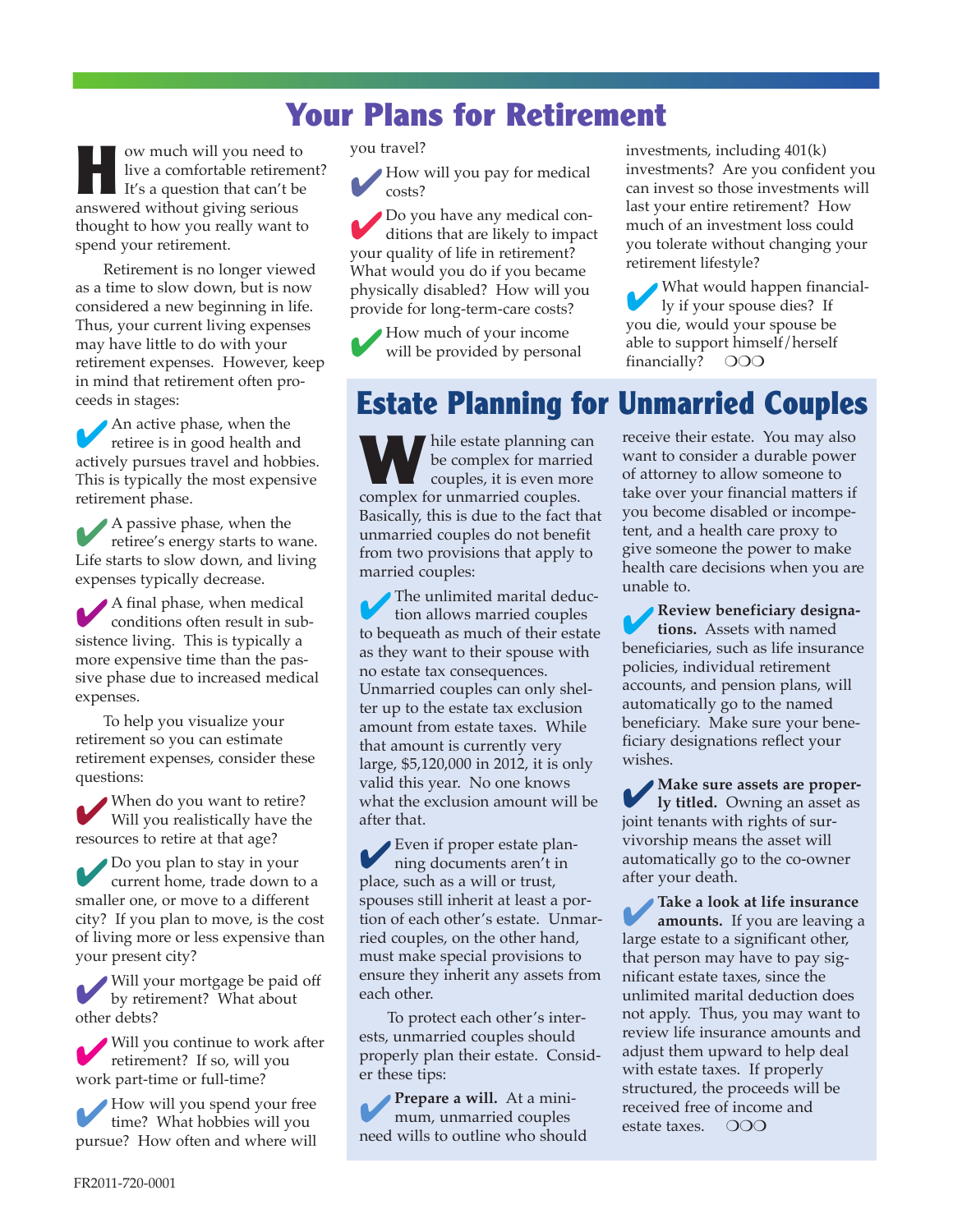# Your Plans for Retirement

How much will you need to live a comfortable retirement? It's a question that can't be answered without giving serious thought to how you really want to spend your retirement.

Retirement is no longer viewed as a time to slow down, but is now considered a new beginning in life. Thus, your current living expenses may have little to do with your retirement expenses. However, keep in mind that retirement often proceeds in stages:

- An active phase, when the retiree is in good health and actively pursues travel and hobbies. This is typically the most expensive retirement phase.
- A passive phase, when the retiree's energy starts to wane. Life starts to slow down, and living expenses typically decrease.
- A final phase, when medical conditions often result in subsistence living. This is typically a more expensive time than the passive phase due to increased medical expenses.

To help you visualize your retirement so you can estimate retirement expenses, consider these questions:

- When do you want to retire? Will you realistically have the resources to retire at that age?
- Do you plan to stay in your current home, trade down to a smaller one, or move to a different city? If you plan to move, is the cost of living more or less expensive than your present city?
- Will your mortgage be paid off by retirement? What about other debts?
- Will you continue to work after retirement? If so, will you work part-time or full-time?
- How will you spend your free time? What hobbies will you pursue? How often and where will you travel?
- How will you pay for medical costs?
- Do you have any medical conditions that are likely to impact your quality of life in retirement? What would you do if you became physically disabled? How will you provide for long-term-care costs?
- How much of your income will be provided by personal investments, including 401(k) investments? Are you confident you can invest so those investments will last your entire retirement? How much of an investment loss could you tolerate without changing your retirement lifestyle?
- What would happen financially if your spouse dies? If you die, would your spouse be able to support himself/herself financially? ❍❍❍

# Estate Planning for Unmarried Couples

While estate planning can be complex for married couples, it is even more complex for unmarried couples. Basically, this is due to the fact that unmarried couples do not benefit from two provisions that apply to married couples:

- The unlimited marital deduction allows married couples to bequeath as much of their estate as they want to their spouse with no estate tax consequences. Unmarried couples can only shelter up to the estate tax exclusion amount from estate taxes. While that amount is currently very large, $5,120,000 in 2012, it is only valid this year. No one knows what the exclusion amount will be after that.
- Even if proper estate planning documents aren't in place, such as a will or trust, spouses still inherit at least a portion of each other's estate. Unmarried couples, on the other hand, must make special provisions to ensure they inherit any assets from each other.

To protect each other's interests, unmarried couples should properly plan their estate. Consider these tips:

- **Prepare a will.** At a minimum, unmarried couples need wills to outline who should receive their estate. You may also want to consider a durable power of attorney to allow someone to take over your financial matters if you become disabled or incompetent, and a health care proxy to give someone the power to make health care decisions when you are unable to.
- **Review beneficiary designations.** Assets with named beneficiaries, such as life insurance policies, individual retirement accounts, and pension plans, will automatically go to the named beneficiary. Make sure your beneficiary designations reflect your wishes.
- **Make sure assets are properly titled.** Owning an asset as joint tenants with rights of survivorship means the asset will automatically go to the co-owner after your death.
- **Take a look at life insurance amounts.** If you are leaving a large estate to a significant other, that person may have to pay significant estate taxes, since the unlimited marital deduction does not apply. Thus, you may want to review life insurance amounts and adjust them upward to help deal with estate taxes. If properly structured, the proceeds will be received free of income and estate taxes. ❍❍❍

FR2011-720-0001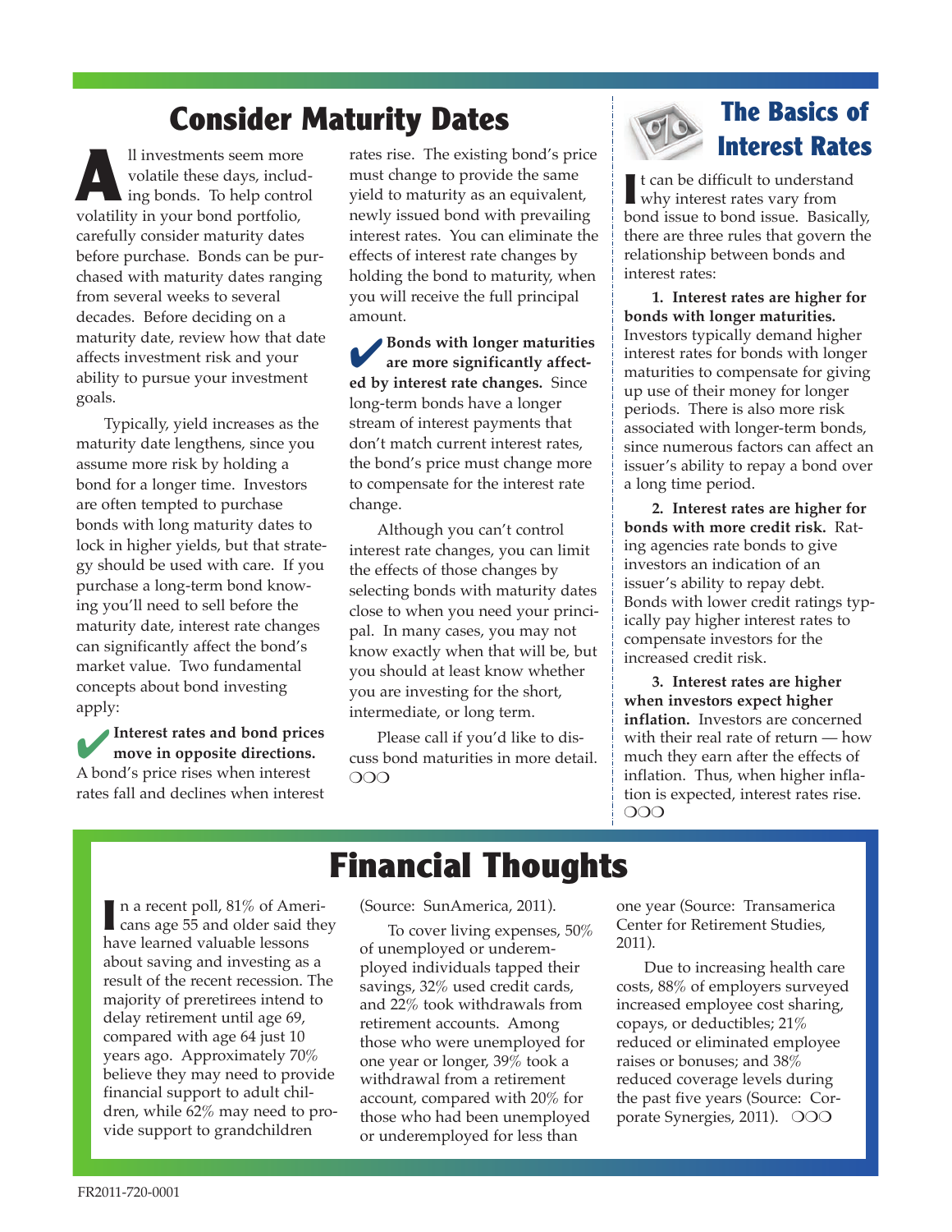## Consider Maturity Dates

All investments seem more volatile these days, including bonds. To help control volatility in your bond portfolio, carefully consider maturity dates before purchase. Bonds can be purchased with maturity dates ranging from several weeks to several decades. Before deciding on a maturity date, review how that date affects investment risk and your ability to pursue your investment goals.

Typically, yield increases as the maturity date lengthens, since you assume more risk by holding a bond for a longer time. Investors are often tempted to purchase bonds with long maturity dates to lock in higher yields, but that strategy should be used with care. If you purchase a long-term bond knowing you'll need to sell before the maturity date, interest rate changes can significantly affect the bond's market value. Two fundamental concepts about bond investing apply:

✔ **Interest rates and bond prices move in opposite directions.** A bond's price rises when interest rates fall and declines when interest rates rise. The existing bond's price must change to provide the same yield to maturity as an equivalent, newly issued bond with prevailing interest rates. You can eliminate the effects of interest rate changes by holding the bond to maturity, when you will receive the full principal amount.

✔ **Bonds with longer maturities are more significantly affected by interest rate changes.** Since long-term bonds have a longer stream of interest payments that don't match current interest rates, the bond's price must change more to compensate for the interest rate change.

Although you can't control interest rate changes, you can limit the effects of those changes by selecting bonds with maturity dates close to when you need your principal. In many cases, you may not know exactly when that will be, but you should at least know whether you are investing for the short, intermediate, or long term.

Please call if you'd like to discuss bond maturities in more detail. ❍❍❍

## The Basics of Interest Rates

It can be difficult to understand why interest rates vary from bond issue to bond issue. Basically, there are three rules that govern the relationship between bonds and interest rates:

**1. Interest rates are higher for bonds with longer maturities.** Investors typically demand higher interest rates for bonds with longer maturities to compensate for giving up use of their money for longer periods. There is also more risk associated with longer-term bonds, since numerous factors can affect an issuer's ability to repay a bond over a long time period.

**2. Interest rates are higher for bonds with more credit risk.** Rating agencies rate bonds to give investors an indication of an issuer's ability to repay debt. Bonds with lower credit ratings typically pay higher interest rates to compensate investors for the increased credit risk.

**3. Interest rates are higher when investors expect higher inflation.** Investors are concerned with their real rate of return — how much they earn after the effects of inflation. Thus, when higher inflation is expected, interest rates rise. ❍❍❍

## Financial Thoughts

In a recent poll, 81% of Americans age 55 and older said they have learned valuable lessons about saving and investing as a result of the recent recession. The majority of preretirees intend to delay retirement until age 69, compared with age 64 just 10 years ago. Approximately 70% believe they may need to provide financial support to adult children, while 62% may need to provide support to grandchildren (Source: SunAmerica, 2011).

To cover living expenses, 50% of unemployed or underemployed individuals tapped their savings, 32% used credit cards, and 22% took withdrawals from retirement accounts. Among those who were unemployed for one year or longer, 39% took a withdrawal from a retirement account, compared with 20% for those who had been unemployed or underemployed for less than one year (Source: Transamerica Center for Retirement Studies, 2011).

Due to increasing health care costs, 88% of employers surveyed increased employee cost sharing, copays, or deductibles; 21% reduced or eliminated employee raises or bonuses; and 38% reduced coverage levels during the past five years (Source: Corporate Synergies, 2011). ❍❍❍

FR2011-720-0001